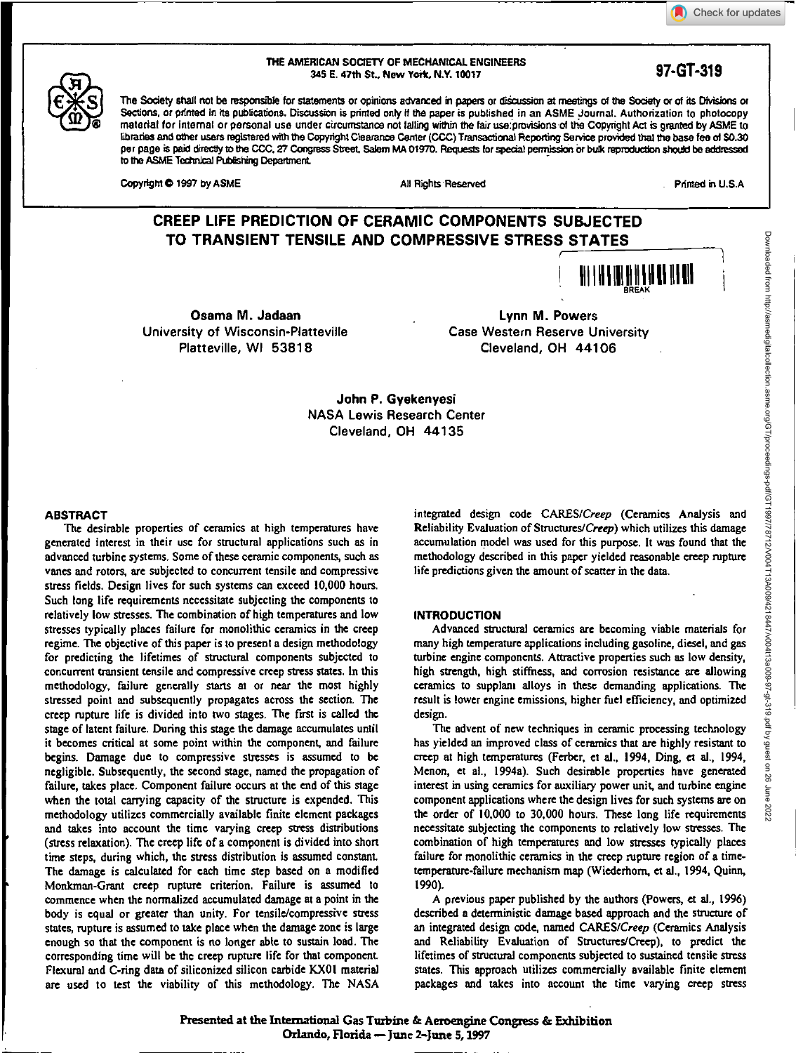THE AMERICAN SOCIETY OF MECHANICAL ENGINEERS
345 E. 47th St., New York, N.Y. 10017

97-GT-319

The Society shall not be responsible for statements or opinions advanced in papers or discussion at meetings of the Society or of its Divisions or Sections, or printed in its publications. Discussion is printed only if the paper is published in an ASME Journal. Authorization to photocopy material for internal or personal use under circumstance not falling within the fair use provisions of the Copyright Act is granted by ASME to libraries and other users registered with the Copyright Clearance Center (CCC) Transactional Reporting Service provided that the base fee of $0.30 per page is paid directly to the CCC, 27 Congress Street, Salem MA 01970. Requests for special permission or bulk reproduction should be addressed to the ASME Technical Publishing Department.

Copyright © 1997 by ASME — All Rights Reserved — Printed in U.S.A.

# CREEP LIFE PREDICTION OF CERAMIC COMPONENTS SUBJECTED TO TRANSIENT TENSILE AND COMPRESSIVE STRESS STATES

**Osama M. Jadaan**
University of Wisconsin-Platteville
Platteville, WI 53818

**Lynn M. Powers**
Case Western Reserve University
Cleveland, OH 44106

**John P. Gyekenyesi**
NASA Lewis Research Center
Cleveland, OH 44135

## ABSTRACT

The desirable properties of ceramics at high temperatures have generated interest in their use for structural applications such as in advanced turbine systems. Some of these ceramic components, such as vanes and rotors, are subjected to concurrent tensile and compressive stress fields. Design lives for such systems can exceed 10,000 hours. Such long life requirements necessitate subjecting the components to relatively low stresses. The combination of high temperatures and low stresses typically places failure for monolithic ceramics in the creep regime. The objective of this paper is to present a design methodology for predicting the lifetimes of structural components subjected to concurrent transient tensile and compressive creep stress states. In this methodology, failure generally starts at or near the most highly stressed point and subsequently propagates across the section. The creep rupture life is divided into two stages. The first is called the stage of latent failure. During this stage the damage accumulates until it becomes critical at some point within the component, and failure begins. Damage due to compressive stresses is assumed to be negligible. Subsequently, the second stage, named the propagation of failure, takes place. Component failure occurs at the end of this stage when the total carrying capacity of the structure is expended. This methodology utilizes commercially available finite element packages and takes into account the time varying creep stress distributions (stress relaxation). The creep life of a component is divided into short time steps, during which, the stress distribution is assumed constant. The damage is calculated for each time step based on a modified Monkman-Grant creep rupture criterion. Failure is assumed to commence when the normalized accumulated damage at a point in the body is equal or greater than unity. For tensile/compressive stress states, rupture is assumed to take place when the damage zone is large enough so that the component is no longer able to sustain load. The corresponding time will be the creep rupture life for that component. Flexural and C-ring data of siliconized silicon carbide KX01 material are used to test the viability of this methodology. The NASA integrated design code CARES/*Creep* (Ceramics Analysis and Reliability Evaluation of Structures/*Creep*) which utilizes this damage accumulation model was used for this purpose. It was found that the methodology described in this paper yielded reasonable creep rupture life predictions given the amount of scatter in the data.

## INTRODUCTION

Advanced structural ceramics are becoming viable materials for many high temperature applications including gasoline, diesel, and gas turbine engine components. Attractive properties such as low density, high strength, high stiffness, and corrosion resistance are allowing ceramics to supplant alloys in these demanding applications. The result is lower engine emissions, higher fuel efficiency, and optimized design.

The advent of new techniques in ceramic processing technology has yielded an improved class of ceramics that are highly resistant to creep at high temperatures (Ferber, et al., 1994, Ding, et al., 1994, Menon, et al., 1994a). Such desirable properties have generated interest in using ceramics for auxiliary power unit, and turbine engine component applications where the design lives for such systems are on the order of 10,000 to 30,000 hours. These long life requirements necessitate subjecting the components to relatively low stresses. The combination of high temperatures and low stresses typically places failure for monolithic ceramics in the creep rupture region of a time-temperature-failure mechanism map (Wiederhorn, et al., 1994, Quinn, 1990).

A previous paper published by the authors (Powers, et al., 1996) described a deterministic damage based approach and the structure of an integrated design code, named CARES/Creep (Ceramics Analysis and Reliability Evaluation of Structures/Creep), to predict the lifetimes of structural components subjected to sustained tensile stress states. This approach utilizes commercially available finite element packages and takes into account the time varying creep stress

Presented at the International Gas Turbine & Aeroengine Congress & Exhibition
Orlando, Florida — June 2–June 5, 1997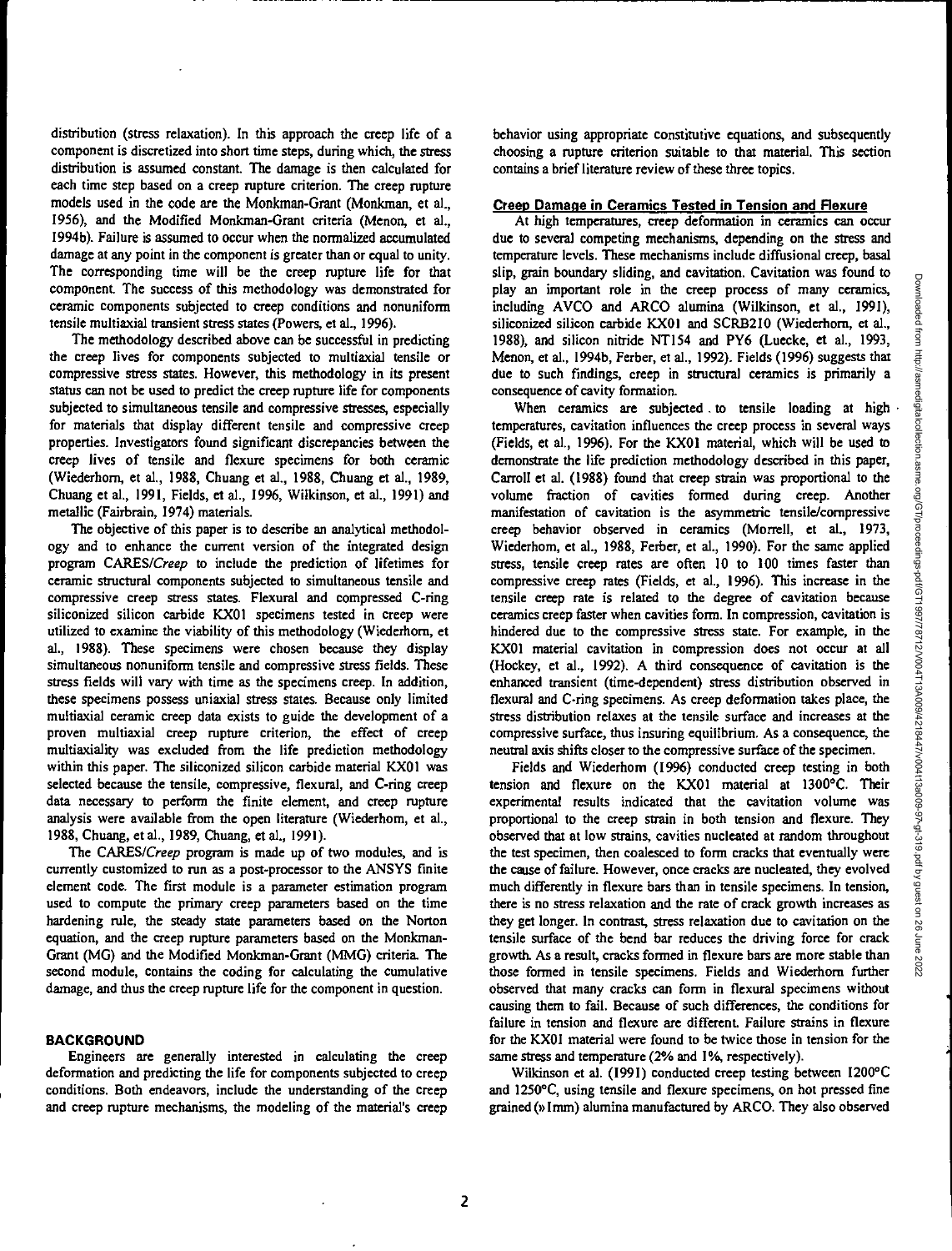distribution (stress relaxation). In this approach the creep life of a component is discretized into short time steps, during which, the stress distribution is assumed constant. The damage is then calculated for each time step based on a creep rupture criterion. The creep rupture models used in the code are the Monkman-Grant (Monkman, et al., 1956), and the Modified Monkman-Grant criteria (Menon, et al., 1994b). Failure is assumed to occur when the normalized accumulated damage at any point in the component is greater than or equal to unity. The corresponding time will be the creep rupture life for that component. The success of this methodology was demonstrated for ceramic components subjected to creep conditions and nonuniform tensile multiaxial transient stress states (Powers, et al., 1996).

The methodology described above can be successful in predicting the creep lives for components subjected to multiaxial tensile or compressive stress states. However, this methodology in its present status can not be used to predict the creep rupture life for components subjected to simultaneous tensile and compressive stresses, especially for materials that display different tensile and compressive creep properties. Investigators found significant discrepancies between the creep lives of tensile and flexure specimens for both ceramic (Wiederhorn, et al., 1988, Chuang et al., 1988, Chuang et al., 1989, Chuang et al., 1991, Fields, et al., 1996, Wilkinson, et al., 1991) and metallic (Fairbrain, 1974) materials.

The objective of this paper is to describe an analytical methodology and to enhance the current version of the integrated design program CARES/*Creep* to include the prediction of lifetimes for ceramic structural components subjected to simultaneous tensile and compressive creep stress states. Flexural and compressed C-ring siliconized silicon carbide KX01 specimens tested in creep were utilized to examine the viability of this methodology (Wiederhorn, et al., 1988). These specimens were chosen because they display simultaneous nonuniform tensile and compressive stress fields. These stress fields will vary with time as the specimens creep. In addition, these specimens possess uniaxial stress states. Because only limited multiaxial ceramic creep data exists to guide the development of a proven multiaxial creep rupture criterion, the effect of creep multiaxiality was excluded from the life prediction methodology within this paper. The siliconized silicon carbide material KX01 was selected because the tensile, compressive, flexural, and C-ring creep data necessary to perform the finite element, and creep rupture analysis were available from the open literature (Wiederhorn, et al., 1988, Chuang, et al., 1989, Chuang, et al., 1991).

The CARES/*Creep* program is made up of two modules, and is currently customized to run as a post-processor to the ANSYS finite element code. The first module is a parameter estimation program used to compute the primary creep parameters based on the time hardening rule, the steady state parameters based on the Norton equation, and the creep rupture parameters based on the Monkman-Grant (MG) and the Modified Monkman-Grant (MMG) criteria. The second module, contains the coding for calculating the cumulative damage, and thus the creep rupture life for the component in question.

## BACKGROUND

Engineers are generally interested in calculating the creep deformation and predicting the life for components subjected to creep conditions. Both endeavors, include the understanding of the creep and creep rupture mechanisms, the modeling of the material's creep behavior using appropriate constitutive equations, and subsequently choosing a rupture criterion suitable to that material. This section contains a brief literature review of these three topics.

### Creep Damage in Ceramics Tested in Tension and Flexure

At high temperatures, creep deformation in ceramics can occur due to several competing mechanisms, depending on the stress and temperature levels. These mechanisms include diffusional creep, basal slip, grain boundary sliding, and cavitation. Cavitation was found to play an important role in the creep process of many ceramics, including AVCO and ARCO alumina (Wilkinson, et al., 1991), siliconized silicon carbide KX01 and SCRB210 (Wiederhorn, et al., 1988), and silicon nitride NT154 and PY6 (Luecke, et al., 1993, Menon, et al., 1994b, Ferber, et al., 1992). Fields (1996) suggests that due to such findings, creep in structural ceramics is primarily a consequence of cavity formation.

When ceramics are subjected to tensile loading at high temperatures, cavitation influences the creep process in several ways (Fields, et al., 1996). For the KX01 material, which will be used to demonstrate the life prediction methodology described in this paper, Carroll et al. (1988) found that creep strain was proportional to the volume fraction of cavities formed during creep. Another manifestation of cavitation is the asymmetric tensile/compressive creep behavior observed in ceramics (Morrell, et al., 1973, Wiederhorn, et al., 1988, Ferber, et al., 1990). For the same applied stress, tensile creep rates are often 10 to 100 times faster than compressive creep rates (Fields, et al., 1996). This increase in the tensile creep rate is related to the degree of cavitation because ceramics creep faster when cavities form. In compression, cavitation is hindered due to the compressive stress state. For example, in the KX01 material cavitation in compression does not occur at all (Hockey, et al., 1992). A third consequence of cavitation is the enhanced transient (time-dependent) stress distribution observed in flexural and C-ring specimens. As creep deformation takes place, the stress distribution relaxes at the tensile surface and increases at the compressive surface, thus insuring equilibrium. As a consequence, the neutral axis shifts closer to the compressive surface of the specimen.

Fields and Wiederhorn (1996) conducted creep testing in both tension and flexure on the KX01 material at 1300°C. Their experimental results indicated that the cavitation volume was proportional to the creep strain in both tension and flexure. They observed that at low strains, cavities nucleated at random throughout the test specimen, then coalesced to form cracks that eventually were the cause of failure. However, once cracks are nucleated, they evolved much differently in flexure bars than in tensile specimens. In tension, there is no stress relaxation and the rate of crack growth increases as they get longer. In contrast, stress relaxation due to cavitation on the tensile surface of the bend bar reduces the driving force for crack growth. As a result, cracks formed in flexure bars are more stable than those formed in tensile specimens. Fields and Wiederhorn further observed that many cracks can form in flexural specimens without causing them to fail. Because of such differences, the conditions for failure in tension and flexure are different. Failure strains in flexure for the KX01 material were found to be twice those in tension for the same stress and temperature (2% and 1%, respectively).

Wilkinson et al. (1991) conducted creep testing between 1200°C and 1250°C, using tensile and flexure specimens, on hot pressed fine grained (»1mm) alumina manufactured by ARCO. They also observed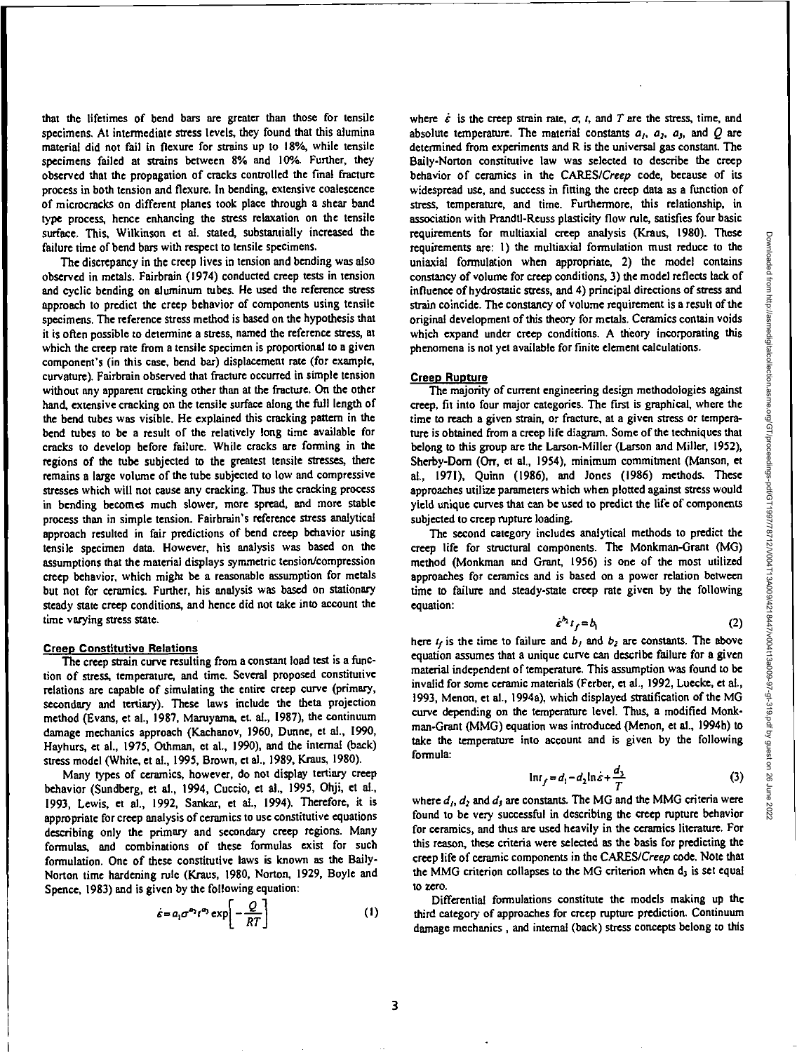that the lifetimes of bend bars are greater than those for tensile specimens. At intermediate stress levels, they found that this alumina material did not fail in flexure for strains up to 18%, while tensile specimens failed at strains between 8% and 10%. Further, they observed that the propagation of cracks controlled the final fracture process in both tension and flexure. In bending, extensive coalescence of microcracks on different planes took place through a shear band type process, hence enhancing the stress relaxation on the tensile surface. This, Wilkinson et al. stated, substantially increased the failure time of bend bars with respect to tensile specimens.

The discrepancy in the creep lives in tension and bending was also observed in metals. Fairbrain (1974) conducted creep tests in tension and cyclic bending on aluminum tubes. He used the reference stress approach to predict the creep behavior of components using tensile specimens. The reference stress method is based on the hypothesis that it is often possible to determine a stress, named the reference stress, at which the creep rate from a tensile specimen is proportional to a given component's (in this case, bend bar) displacement rate (for example, curvature). Fairbrain observed that fracture occurred in simple tension without any apparent cracking other than at the fracture. On the other hand, extensive cracking on the tensile surface along the full length of the bend tubes was visible. He explained this cracking pattern in the bend tubes to be a result of the relatively long time available for cracks to develop before failure. While cracks are forming in the regions of the tube subjected to the greatest tensile stresses, there remains a large volume of the tube subjected to low and compressive stresses which will not cause any cracking. Thus the cracking process in bending becomes much slower, more spread, and more stable process than in simple tension. Fairbrain's reference stress analytical approach resulted in fair predictions of bend creep behavior using tensile specimen data. However, his analysis was based on the assumptions that the material displays symmetric tension/compression creep behavior, which might be a reasonable assumption for metals but not for ceramics. Further, his analysis was based on stationary steady state creep conditions, and hence did not take into account the time varying stress state.

## Creep Constitutive Relations

The creep strain curve resulting from a constant load test is a function of stress, temperature, and time. Several proposed constitutive relations are capable of simulating the entire creep curve (primary, secondary and tertiary). These laws include the theta projection method (Evans, et al., 1987, Maruyama, et. al., 1987), the continuum damage mechanics approach (Kachanov, 1960, Dunne, et al., 1990, Hayhurs, et al., 1975, Othman, et al., 1990), and the internal (back) stress model (White, et al., 1995, Brown, et al., 1989, Kraus, 1980).

Many types of ceramics, however, do not display tertiary creep behavior (Sundberg, et al., 1994, Cuccio, et al., 1995, Ohji, et al., 1993, Lewis, et al., 1992, Sankar, et al., 1994). Therefore, it is appropriate for creep analysis of ceramics to use constitutive equations describing only the primary and secondary creep regions. Many formulas, and combinations of these formulas exist for such formulation. One of these constitutive laws is known as the Baily-Norton time hardening rule (Kraus, 1980, Norton, 1929, Boyle and Spence, 1983) and is given by the following equation:

$$\dot{\varepsilon} = a_1 \sigma^{a_2} t^{a_3} \exp\left[-\frac{Q}{RT}\right] \tag{1}$$

where $\dot{\varepsilon}$ is the creep strain rate, $\sigma$, $t$, and $T$ are the stress, time, and absolute temperature. The material constants $a_1$, $a_2$, $a_3$, and $Q$ are determined from experiments and R is the universal gas constant. The Baily-Norton constitutive law was selected to describe the creep behavior of ceramics in the CARES/*Creep* code, because of its widespread use, and success in fitting the creep data as a function of stress, temperature, and time. Furthermore, this relationship, in association with Prandtl-Reuss plasticity flow rule, satisfies four basic requirements for multiaxial creep analysis (Kraus, 1980). These requirements are: 1) the multiaxial formulation must reduce to the uniaxial formulation when appropriate, 2) the model contains constancy of volume for creep conditions, 3) the model reflects lack of influence of hydrostatic stress, and 4) principal directions of stress and strain coincide. The constancy of volume requirement is a result of the original development of this theory for metals. Ceramics contain voids which expand under creep conditions. A theory incorporating this phenomena is not yet available for finite element calculations.

## Creep Rupture

The majority of current engineering design methodologies against creep, fit into four major categories. The first is graphical, where the time to reach a given strain, or fracture, at a given stress or temperature is obtained from a creep life diagram. Some of the techniques that belong to this group are the Larson-Miller (Larson and Miller, 1952), Sherby-Dorn (Orr, et al., 1954), minimum commitment (Manson, et al., 1971), Quinn (1986), and Jones (1986) methods. These approaches utilize parameters which when plotted against stress would yield unique curves that can be used to predict the life of components subjected to creep rupture loading.

The second category includes analytical methods to predict the creep life for structural components. The Monkman-Grant (MG) method (Monkman and Grant, 1956) is one of the most utilized approaches for ceramics and is based on a power relation between time to failure and steady-state creep rate given by the following equation:

$$\dot{\varepsilon}^{b_2} t_f = b_1 \tag{2}$$

here $t_f$ is the time to failure and $b_1$ and $b_2$ are constants. The above equation assumes that a unique curve can describe failure for a given material independent of temperature. This assumption was found to be invalid for some ceramic materials (Ferber, et al., 1992, Luecke, et al., 1993, Menon, et al., 1994a), which displayed stratification of the MG curve depending on the temperature level. Thus, a modified Monkman-Grant (MMG) equation was introduced (Menon, et al., 1994b) to take the temperature into account and is given by the following formula:

$$\ln t_f = d_1 - d_2 \ln \dot{\varepsilon} + \frac{d_3}{T} \tag{3}$$

where $d_1$, $d_2$ and $d_3$ are constants. The MG and the MMG criteria were found to be very successful in describing the creep rupture behavior for ceramics, and thus are used heavily in the ceramics literature. For this reason, these criteria were selected as the basis for predicting the creep life of ceramic components in the CARES/*Creep* code. Note that the MMG criterion collapses to the MG criterion when $d_3$ is set equal to zero.

Differential formulations constitute the models making up the third category of approaches for creep rupture prediction. Continuum damage mechanics , and internal (back) stress concepts belong to this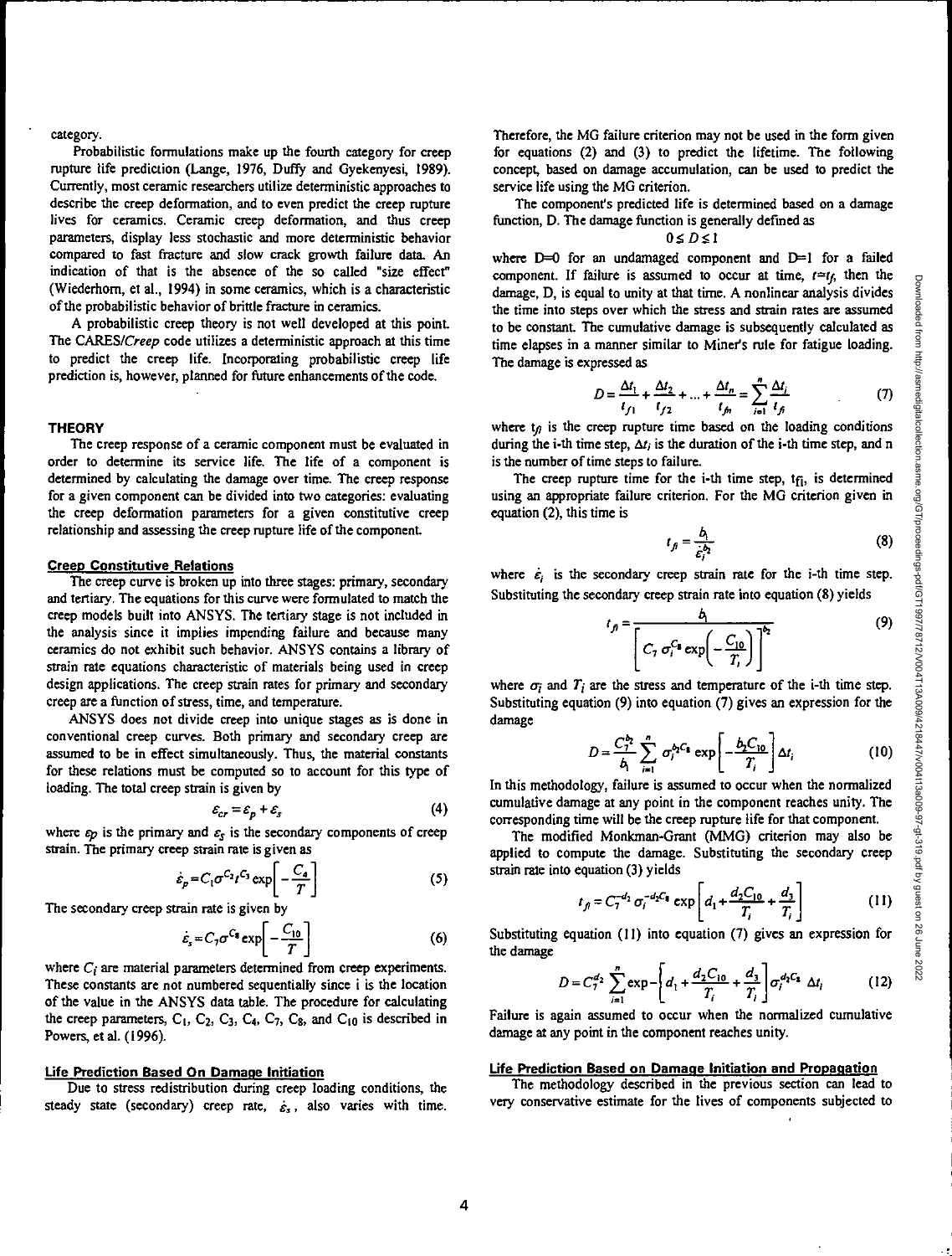category.

Probabilistic formulations make up the fourth category for creep rupture life prediction (Lange, 1976, Duffy and Gyekenyesi, 1989). Currently, most ceramic researchers utilize deterministic approaches to describe the creep deformation, and to even predict the creep rupture lives for ceramics. Ceramic creep deformation, and thus creep parameters, display less stochastic and more deterministic behavior compared to fast fracture and slow crack growth failure data. An indication of that is the absence of the so called "size effect" (Wiederhorn, et al., 1994) in some ceramics, which is a characteristic of the probabilistic behavior of brittle fracture in ceramics.

A probabilistic creep theory is not well developed at this point. The CARES/*Creep* code utilizes a deterministic approach at this time to predict the creep life. Incorporating probabilistic creep life prediction is, however, planned for future enhancements of the code.

## THEORY

The creep response of a ceramic component must be evaluated in order to determine its service life. The life of a component is determined by calculating the damage over time. The creep response for a given component can be divided into two categories: evaluating the creep deformation parameters for a given constitutive creep relationship and assessing the creep rupture life of the component.

### Creep Constitutive Relations

The creep curve is broken up into three stages: primary, secondary and tertiary. The equations for this curve were formulated to match the creep models built into ANSYS. The tertiary stage is not included in the analysis since it implies impending failure and because many ceramics do not exhibit such behavior. ANSYS contains a library of strain rate equations characteristic of materials being used in creep design applications. The creep strain rates for primary and secondary creep are a function of stress, time, and temperature.

ANSYS does not divide creep into unique stages as is done in conventional creep curves. Both primary and secondary creep are assumed to be in effect simultaneously. Thus, the material constants for these relations must be computed so to account for this type of loading. The total creep strain is given by

$$\varepsilon_{cr} = \varepsilon_p + \varepsilon_s \tag{4}$$

where $\varepsilon_p$ is the primary and $\varepsilon_s$ is the secondary components of creep strain. The primary creep strain rate is given as

$$\dot{\varepsilon}_p = C_1 \sigma^{C_2} t^{C_3} \exp\left[-\frac{C_4}{T}\right] \tag{5}$$

The secondary creep strain rate is given by

$$\dot{\varepsilon}_s = C_7 \sigma^{C_8} \exp\left[-\frac{C_{10}}{T}\right] \tag{6}$$

where $C_i$ are material parameters determined from creep experiments. These constants are not numbered sequentially since i is the location of the value in the ANSYS data table. The procedure for calculating the creep parameters, $C_1$, $C_2$, $C_3$, $C_4$, $C_7$, $C_8$, and $C_{10}$ is described in Powers, et al. (1996).

### Life Prediction Based On Damage Initiation

Due to stress redistribution during creep loading conditions, the steady state (secondary) creep rate, $\dot{\varepsilon}_s$, also varies with time. Therefore, the MG failure criterion may not be used in the form given for equations (2) and (3) to predict the lifetime. The following concept, based on damage accumulation, can be used to predict the service life using the MG criterion.

The component's predicted life is determined based on a damage function, D. The damage function is generally defined as

$$0 \leq D \leq 1$$

where D=0 for an undamaged component and D=1 for a failed component. If failure is assumed to occur at time, $t=t_f$, then the damage, D, is equal to unity at that time. A nonlinear analysis divides the time into steps over which the stress and strain rates are assumed to be constant. The cumulative damage is subsequently calculated as time elapses in a manner similar to Miner's rule for fatigue loading. The damage is expressed as

$$D = \frac{\Delta t_1}{t_{f1}} + \frac{\Delta t_2}{t_{f2}} + \ldots + \frac{\Delta t_n}{t_{fn}} = \sum_{i=1}^{n} \frac{\Delta t_i}{t_{fi}} \tag{7}$$

where $t_{fi}$ is the creep rupture time based on the loading conditions during the i-th time step, $\Delta t_i$ is the duration of the i-th time step, and n is the number of time steps to failure.

The creep rupture time for the i-th time step, $t_{fi}$, is determined using an appropriate failure criterion. For the MG criterion given in equation (2), this time is

$$t_{fi} = \frac{b_1}{\dot{\varepsilon}_i^{b_2}} \tag{8}$$

where $\dot{\varepsilon}_i$ is the secondary creep strain rate for the i-th time step. Substituting the secondary creep strain rate into equation (8) yields

$$t_{fi} = \frac{b_1}{\left[C_7 \sigma_i^{C_8} \exp\left(-\frac{C_{10}}{T_i}\right)\right]^{b_2}} \tag{9}$$

where $\sigma_i$ and $T_i$ are the stress and temperature of the i-th time step. Substituting equation (9) into equation (7) gives an expression for the damage

$$D = \frac{C_7^{b_2}}{b_1} \sum_{i=1}^{n} \sigma_i^{b_2 C_8} \exp\left[-\frac{b_2 C_{10}}{T_i}\right] \Delta t_i \tag{10}$$

In this methodology, failure is assumed to occur when the normalized cumulative damage at any point in the component reaches unity. The corresponding time will be the creep rupture life for that component.

The modified Monkman-Grant (MMG) criterion may also be applied to compute the damage. Substituting the secondary creep strain rate into equation (3) yields

$$t_{fi} = C_7^{-d_2} \sigma_i^{-d_2 C_8} \exp\left[d_1 + \frac{d_2 C_{10}}{T_i} + \frac{d_3}{T_i}\right] \tag{11}$$

Substituting equation (11) into equation (7) gives an expression for the damage

$$D = C_7^{d_2} \sum_{i=1}^{n} \exp -\left[d_1 + \frac{d_2 C_{10}}{T_i} + \frac{d_3}{T_i}\right] \sigma_i^{d_2 C_8} \, \Delta t_i \tag{12}$$

Failure is again assumed to occur when the normalized cumulative damage at any point in the component reaches unity.

### Life Prediction Based on Damage Initiation and Propagation

The methodology described in the previous section can lead to very conservative estimate for the lives of components subjected to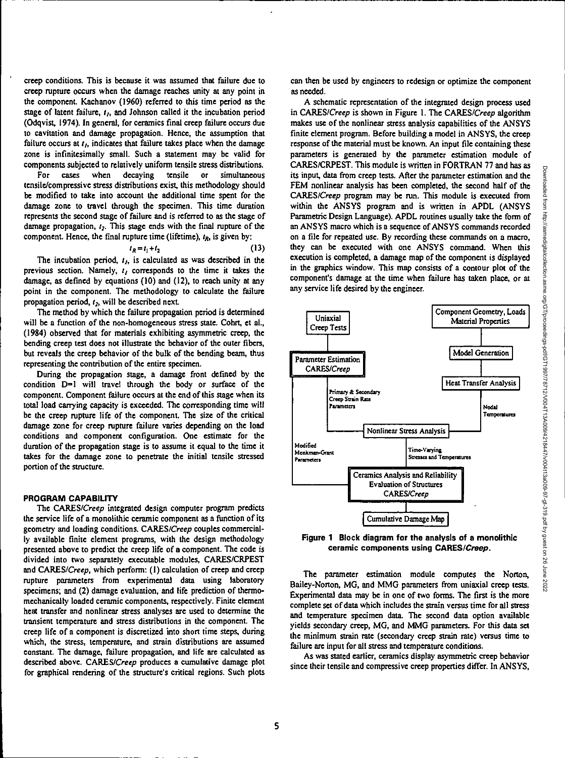creep conditions. This is because it was assumed that failure due to creep rupture occurs when the damage reaches unity at any point in the component. Kachanov (1960) referred to this time period as the stage of latent failure, $t_1$, and Johnson called it the incubation period (Odqvist, 1974). In general, for ceramics final creep failure occurs due to cavitation and damage propagation. Hence, the assumption that failure occurs at $t_1$, indicates that failure takes place when the damage zone is infinitesimally small. Such a statement may be valid for components subjected to relatively uniform tensile stress distributions.

For cases when decaying tensile or simultaneous tensile/compressive stress distributions exist, this methodology should be modified to take into account the additional time spent for the damage zone to travel through the specimen. This time duration represents the second stage of failure and is referred to as the stage of damage propagation, $t_2$. This stage ends with the final rupture of the component. Hence, the final rupture time (lifetime), $t_R$, is given by:

$$t_R = t_1 + t_2 \tag{13}$$

The incubation period, $t_1$, is calculated as was described in the previous section. Namely, $t_1$ corresponds to the time it takes the damage, as defined by equations (10) and (12), to reach unity at any point in the component. The methodology to calculate the failure propagation period, $t_2$, will be described next.

The method by which the failure propagation period is determined will be a function of the non-homogeneous stress state. Cohrt, et al., (1984) observed that for materials exhibiting asymmetric creep, the bending creep test does not illustrate the behavior of the outer fibers, but reveals the creep behavior of the bulk of the bending beam, thus representing the contribution of the entire specimen.

During the propagation stage, a damage front defined by the condition D=1 will travel through the body or surface of the component. Component failure occurs at the end of this stage when its total load carrying capacity is exceeded. The corresponding time will be the creep rupture life of the component. The size of the critical damage zone for creep rupture failure varies depending on the load conditions and component configuration. One estimate for the duration of the propagation stage is to assume it equal to the time it takes for the damage zone to penetrate the initial tensile stressed portion of the structure.

## PROGRAM CAPABILITY

The CARES/*Creep* integrated design computer program predicts the service life of a monolithic ceramic component as a function of its geometry and loading conditions. CARES/*Creep* couples commercially available finite element programs, with the design methodology presented above to predict the creep life of a component. The code is divided into two separately executable modules, CARES/CRPEST and CARES/*Creep*, which perform: (1) calculation of creep and creep rupture parameters from experimental data using laboratory specimens; and (2) damage evaluation, and life prediction of thermomechanically loaded ceramic components, respectively. Finite element heat transfer and nonlinear stress analyses are used to determine the transient temperature and stress distributions in the component. The creep life of a component is discretized into short time steps, during which, the stress, temperature, and strain distributions are assumed constant. The damage, failure propagation, and life are calculated as described above. CARES/*Creep* produces a cumulative damage plot for graphical rendering of the structure's critical regions. Such plots can then be used by engineers to redesign or optimize the component as needed.

A schematic representation of the integrated design process used in CARES/*Creep* is shown in Figure 1. The CARES/*Creep* algorithm makes use of the nonlinear stress analysis capabilities of the ANSYS finite element program. Before building a model in ANSYS, the creep response of the material must be known. An input file containing these parameters is generated by the parameter estimation module of CARES/CRPEST. This module is written in FORTRAN 77 and has as its input, data from creep tests. After the parameter estimation and the FEM nonlinear analysis has been completed, the second half of the CARES/*Creep* program may be run. This module is executed from within the ANSYS program and is written in APDL (ANSYS Parametric Design Language). APDL routines usually take the form of an ANSYS macro which is a sequence of ANSYS commands recorded on a file for repeated use. By recording these commands on a macro, they can be executed with one ANSYS command. When this execution is completed, a damage map of the component is displayed in the graphics window. This map consists of a contour plot of the component's damage at the time when failure has taken place, or at any service life desired by the engineer.

Uniaxial Creep Tests

Component Geometry, Loads Material Properties

Parameter Estimation CARES/*Creep*

Model Generation

Heat Transfer Analysis

Primary & Secondary Creep Strain Rate Parameters

Nodal Temperatures

Nonlinear Stress Analysis

Modified Monkman-Grant Parameters

Time-Varying Stresses and Temperatures

Ceramics Analysis and Reliability Evaluation of Structures CARES/*Creep*

Cumulative Damage Map

**Figure 1 Block diagram for the analysis of a monolithic ceramic components using CARES/*Creep*.**

The parameter estimation module computes the Norton, Bailey-Norton, MG, and MMG parameters from uniaxial creep tests. Experimental data may be in one of two forms. The first is the more complete set of data which includes the strain versus time for all stress and temperature specimen data. The second data option available yields secondary creep, MG, and MMG parameters. For this data set the minimum strain rate (secondary creep strain rate) versus time to failure are input for all stress and temperature conditions.

As was stated earlier, ceramics display asymmetric creep behavior since their tensile and compressive creep properties differ. In ANSYS,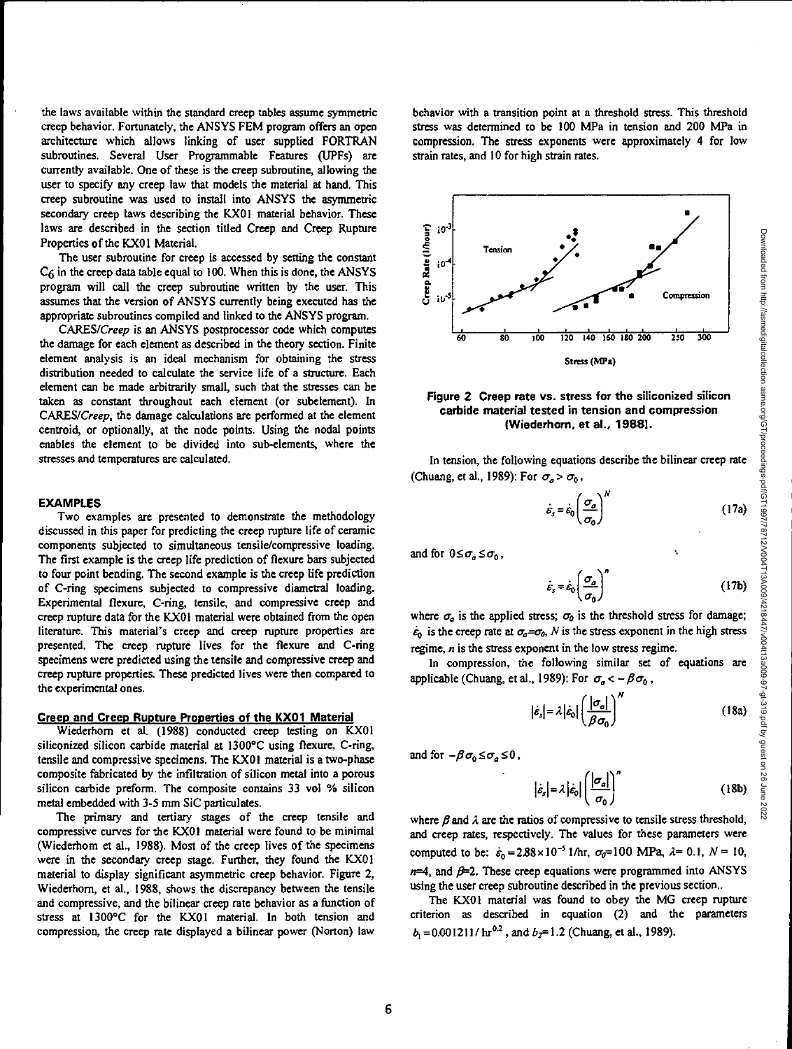the laws available within the standard creep tables assume symmetric creep behavior. Fortunately, the ANSYS FEM program offers an open architecture which allows linking of user supplied FORTRAN subroutines. Several User Programmable Features (UPFs) are currently available. One of these is the creep subroutine, allowing the user to specify any creep law that models the material at hand. This creep subroutine was used to install into ANSYS the asymmetric secondary creep laws describing the KX01 material behavior. These laws are described in the section titled Creep and Creep Rupture Properties of the KX01 Material.

The user subroutine for creep is accessed by setting the constant $C_6$ in the creep data table equal to 100. When this is done, the ANSYS program will call the creep subroutine written by the user. This assumes that the version of ANSYS currently being executed has the appropriate subroutines compiled and linked to the ANSYS program.

*CARES/Creep* is an ANSYS postprocessor code which computes the damage for each element as described in the theory section. Finite element analysis is an ideal mechanism for obtaining the stress distribution needed to calculate the service life of a structure. Each element can be made arbitrarily small, such that the stresses can be taken as constant throughout each element (or subelement). In *CARES/Creep*, the damage calculations are performed at the element centroid, or optionally, at the node points. Using the nodal points enables the element to be divided into sub-elements, where the stresses and temperatures are calculated.

## EXAMPLES

Two examples are presented to demonstrate the methodology discussed in this paper for predicting the creep rupture life of ceramic components subjected to simultaneous tensile/compressive loading. The first example is the creep life prediction of flexure bars subjected to four point bending. The second example is the creep life prediction of C-ring specimens subjected to compressive diametral loading. Experimental flexure, C-ring, tensile, and compressive creep and creep rupture data for the KX01 material were obtained from the open literature. This material's creep and creep rupture properties are presented. The creep rupture lives for the flexure and C-ring specimens were predicted using the tensile and compressive creep and creep rupture properties. These predicted lives were then compared to the experimental ones.

### Creep and Creep Rupture Properties of the KX01 Material

Wiederhorn et al. (1988) conducted creep testing on KX01 siliconized silicon carbide material at 1300°C using flexure, C-ring, tensile and compressive specimens. The KX01 material is a two-phase composite fabricated by the infiltration of silicon metal into a porous silicon carbide preform. The composite contains 33 vol % silicon metal embedded with 3-5 mm SiC particulates.

The primary and tertiary stages of the creep tensile and compressive curves for the KX01 material were found to be minimal (Wiederhorn et al., 1988). Most of the creep lives of the specimens were in the secondary creep stage. Further, they found the KX01 material to display significant asymmetric creep behavior. Figure 2, Wiederhorn, et al., 1988, shows the discrepancy between the tensile and compressive, and the bilinear creep rate behavior as a function of stress at 1300°C for the KX01 material. In both tension and compression, the creep rate displayed a bilinear power (Norton) law behavior with a transition point at a threshold stress. This threshold stress was determined to be 100 MPa in tension and 200 MPa in compression. The stress exponents were approximately 4 for low strain rates, and 10 for high strain rates.

**Figure 2 Creep rate vs. stress for the siliconized silicon carbide material tested in tension and compression (Wiederhorn, et al., 1988).**

In tension, the following equations describe the bilinear creep rate (Chuang, et al., 1989): For $\sigma_a > \sigma_0$,

$$\dot{\varepsilon}_s = \dot{\varepsilon}_0 \left( \frac{\sigma_a}{\sigma_0} \right)^N \tag{17a}$$

and for $0 \le \sigma_a \le \sigma_0$,

$$\dot{\varepsilon}_s = \dot{\varepsilon}_0 \left( \frac{\sigma_a}{\sigma_0} \right)^n \tag{17b}$$

where $\sigma_a$ is the applied stress; $\sigma_0$ is the threshold stress for damage; $\dot{\varepsilon}_0$ is the creep rate at $\sigma_a = \sigma_0$, $N$ is the stress exponent in the high stress regime, $n$ is the stress exponent in the low stress regime.

In compression, the following similar set of equations are applicable (Chuang, et al., 1989): For $\sigma_a < -\beta\sigma_0$,

$$|\dot{\varepsilon}_s| = \lambda |\dot{\varepsilon}_0| \left( \frac{|\sigma_a|}{\beta\sigma_0} \right)^N \tag{18a}$$

and for $-\beta\sigma_0 \le \sigma_a \le 0$,

$$|\dot{\varepsilon}_s| = \lambda |\dot{\varepsilon}_0| \left( \frac{|\sigma_a|}{\sigma_0} \right)^n \tag{18b}$$

where $\beta$ and $\lambda$ are the ratios of compressive to tensile stress threshold, and creep rates, respectively. The values for these parameters were computed to be: $\dot{\varepsilon}_0 = 2.88 \times 10^{-5}$ 1/hr, $\sigma_0$=100 MPa, $\lambda$= 0.1, $N$ = 10, $n$=4, and $\beta$=2. These creep equations were programmed into ANSYS using the user creep subroutine described in the previous section..

The KX01 material was found to obey the MG creep rupture criterion as described in equation (2) and the parameters $b_1 = 0.001211/\text{hr}^{0.2}$, and $b_2$=1.2 (Chuang, et al., 1989).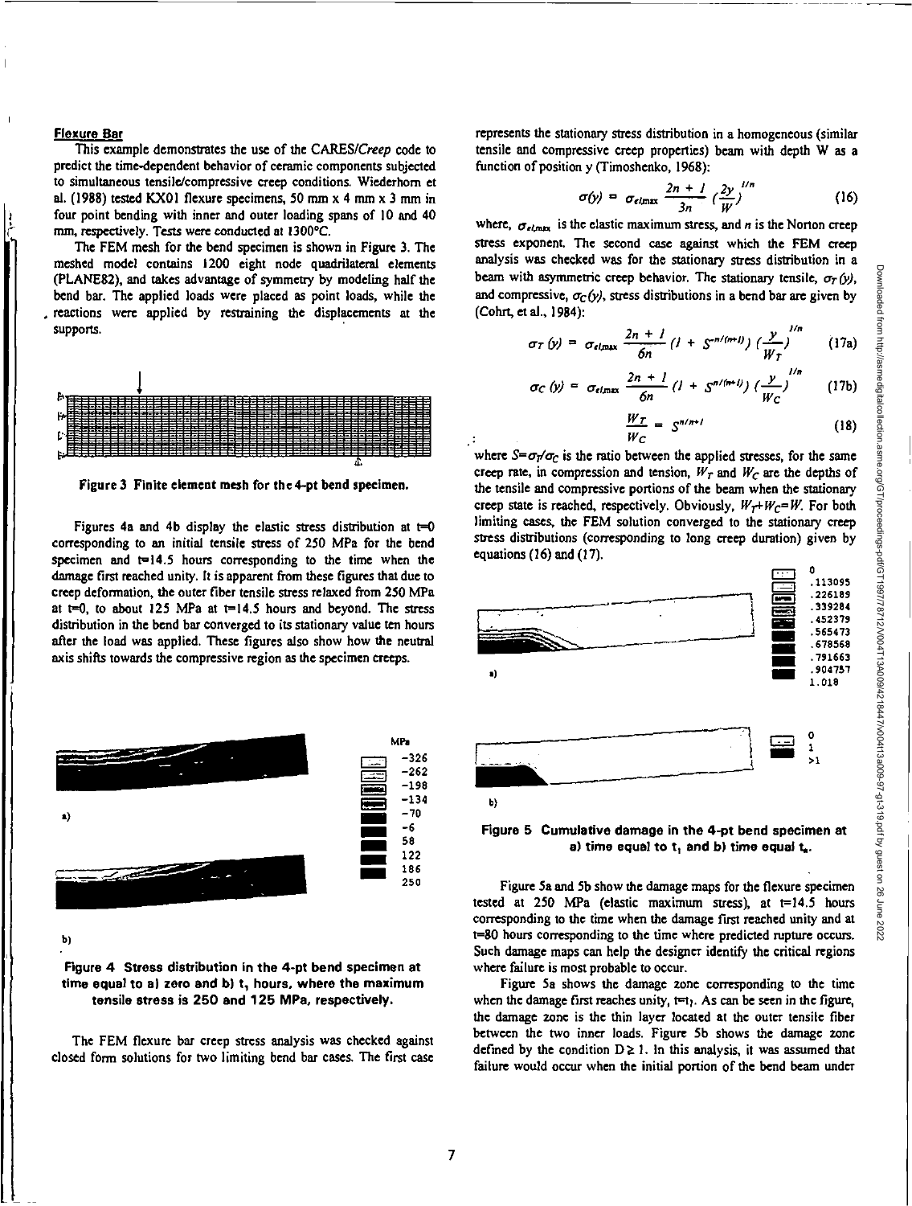### Flexure Bar

This example demonstrates the use of the CARES/*Creep* code to predict the time-dependent behavior of ceramic components subjected to simultaneous tensile/compressive creep conditions. Wiederhorn et al. (1988) tested KX01 flexure specimens, 50 mm x 4 mm x 3 mm in four point bending with inner and outer loading spans of 10 and 40 mm, respectively. Tests were conducted at 1300°C.

The FEM mesh for the bend specimen is shown in Figure 3. The meshed model contains 1200 eight node quadrilateral elements (PLANE82), and takes advantage of symmetry by modeling half the bend bar. The applied loads were placed as point loads, while the reactions were applied by restraining the displacements at the supports.

**Figure 3 Finite element mesh for the 4-pt bend specimen.**

Figures 4a and 4b display the elastic stress distribution at t=0 corresponding to an initial tensile stress of 250 MPa for the bend specimen and t=14.5 hours corresponding to the time when the damage first reached unity. It is apparent from these figures that due to creep deformation, the outer fiber tensile stress relaxed from 250 MPa at t=0, to about 125 MPa at t=14.5 hours and beyond. The stress distribution in the bend bar converged to its stationary value ten hours after the load was applied. These figures also show how the neutral axis shifts towards the compressive region as the specimen creeps.

**Figure 4 Stress distribution in the 4-pt bend specimen at time equal to a) zero and b) $t_1$ hours, where the maximum tensile stress is 250 and 125 MPa, respectively.**

The FEM flexure bar creep stress analysis was checked against closed form solutions for two limiting bend bar cases. The first case represents the stationary stress distribution in a homogeneous (similar tensile and compressive creep properties) beam with depth W as a function of position y (Timoshenko, 1968):

$$\sigma(y) = \sigma_{el\max} \frac{2n+1}{3n} \left(\frac{2y}{W}\right)^{1/n} \tag{16}$$

where, $\sigma_{el\max}$ is the elastic maximum stress, and $n$ is the Norton creep stress exponent. The second case against which the FEM creep analysis was checked was for the stationary stress distribution in a beam with asymmetric creep behavior. The stationary tensile, $\sigma_T(y)$, and compressive, $\sigma_C(y)$, stress distributions in a bend bar are given by (Cohrt, et al., 1984):

$$\sigma_T(y) = \sigma_{el\max} \frac{2n+1}{6n} \left(1 + S^{-n/(n+1)}\right) \left(\frac{y}{W_T}\right)^{1/n} \tag{17a}$$

$$\sigma_C(y) = \sigma_{el\max} \frac{2n+1}{6n} \left(1 + S^{n/(n+1)}\right) \left(\frac{y}{W_C}\right)^{1/n} \tag{17b}$$

$$\frac{W_T}{W_C} = S^{n/n+1} \tag{18}$$

where $S=\sigma_T/\sigma_C$ is the ratio between the applied stresses, for the same creep rate, in compression and tension, $W_T$ and $W_C$ are the depths of the tensile and compressive portions of the beam when the stationary creep state is reached, respectively. Obviously, $W_T+W_C=W$. For both limiting cases, the FEM solution converged to the stationary creep stress distributions (corresponding to long creep duration) given by equations (16) and (17).

**Figure 5 Cumulative damage in the 4-pt bend specimen at a) time equal to $t_1$ and b) time equal $t_u$.**

Figure 5a and 5b show the damage maps for the flexure specimen tested at 250 MPa (elastic maximum stress), at t=14.5 hours corresponding to the time when the damage first reached unity and at t=80 hours corresponding to the time where predicted rupture occurs. Such damage maps can help the designer identify the critical regions where failure is most probable to occur.

Figure 5a shows the damage zone corresponding to the time when the damage first reaches unity, $t=t_1$. As can be seen in the figure, the damage zone is the thin layer located at the outer tensile fiber between the two inner loads. Figure 5b shows the damage zone defined by the condition $D \geq 1$. In this analysis, it was assumed that failure would occur when the initial portion of the bend beam under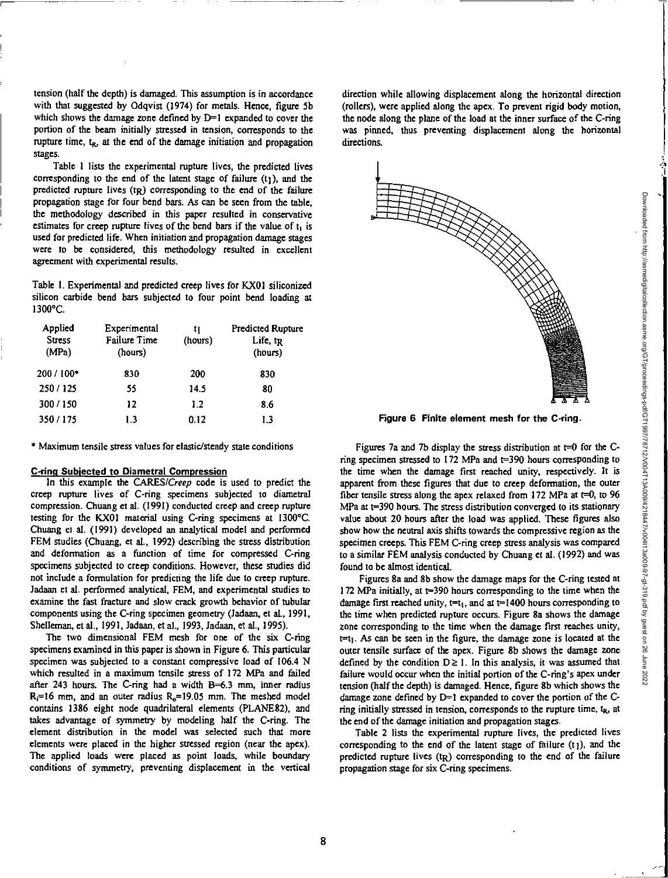tension (half the depth) is damaged. This assumption is in accordance with that suggested by Odqvist (1974) for metals. Hence, figure 5b which shows the damage zone defined by D=1 expanded to cover the portion of the beam initially stressed in tension, corresponds to the rupture time, $t_R$, at the end of the damage initiation and propagation stages.

Table 1 lists the experimental rupture lives, the predicted lives corresponding to the end of the latent stage of failure ($t_l$), and the predicted rupture lives ($t_R$) corresponding to the end of the failure propagation stage for four bend bars. As can be seen from the table, the methodology described in this paper resulted in conservative estimates for creep rupture lives of the bend bars if the value of $t_l$ is used for predicted life. When initiation and propagation damage stages were to be considered, this methodology resulted in excellent agreement with experimental results.

Table 1. Experimental and predicted creep lives for KX01 siliconized silicon carbide bend bars subjected to four point bend loading at 1300°C.

| Applied Stress (MPa) | Experimental Failure Time (hours) | $t_l$ (hours) | Predicted Rupture Life, $t_R$ (hours) |
|---|---|---|---|
| 200 / 100* | 830 | 200 | 830 |
| 250 / 125 | 55 | 14.5 | 80 |
| 300 / 150 | 12 | 1.2 | 8.6 |
| 350 / 175 | 1.3 | 0.12 | 1.3 |

\* Maximum tensile stress values for elastic/steady state conditions

## C-ring Subjected to Diametral Compression

In this example the *CARES/Creep* code is used to predict the creep rupture lives of C-ring specimens subjected to diametral compression. Chuang et al. (1991) conducted creep and creep rupture testing for the KX01 material using C-ring specimens at 1300°C. Chuang et al. (1991) developed an analytical model and performed FEM studies (Chuang, et al., 1992) describing the stress distribution and deformation as a function of time for compressed C-ring specimens subjected to creep conditions. However, these studies did not include a formulation for predicting the life due to creep rupture. Jadaan et al. performed analytical, FEM, and experimental studies to examine the fast fracture and slow crack growth behavior of tubular components using the C-ring specimen geometry (Jadaan, et al., 1991, Shelleman, et al., 1991, Jadaan, et al., 1993, Jadaan, et al., 1995).

The two dimensional FEM mesh for one of the six C-ring specimens examined in this paper is shown in Figure 6. This particular specimen was subjected to a constant compressive load of 106.4 N which resulted in a maximum tensile stress of 172 MPa and failed after 243 hours. The C-ring had a width B=6.3 mm, inner radius $R_i$=16 mm, and an outer radius $R_o$=19.05 mm. The meshed model contains 1386 eight node quadrilateral elements (PLANE82), and takes advantage of symmetry by modeling half the C-ring. The element distribution in the model was selected such that more elements were placed in the higher stressed region (near the apex). The applied loads were placed as point loads, while boundary conditions of symmetry, preventing displacement in the vertical direction while allowing displacement along the horizontal direction (rollers), were applied along the apex. To prevent rigid body motion, the node along the plane of the load at the inner surface of the C-ring was pinned, thus preventing displacement along the horizontal directions.

**Figure 6 Finite element mesh for the C-ring.**

Figures 7a and 7b display the stress distribution at t=0 for the C-ring specimen stressed to 172 MPa and t=390 hours corresponding to the time when the damage first reached unity, respectively. It is apparent from these figures that due to creep deformation, the outer fiber tensile stress along the apex relaxed from 172 MPa at t=0, to 96 MPa at t=390 hours. The stress distribution converged to its stationary value about 20 hours after the load was applied. These figures also show how the neutral axis shifts towards the compressive region as the specimen creeps. This FEM C-ring creep stress analysis was compared to a similar FEM analysis conducted by Chuang et al. (1992) and was found to be almost identical.

Figures 8a and 8b show the damage maps for the C-ring tested at 172 MPa initially, at t=390 hours corresponding to the time when the damage first reached unity, $t=t_l$, and at t=1400 hours corresponding to the time when predicted rupture occurs. Figure 8a shows the damage zone corresponding to the time when the damage first reaches unity, $t=t_l$. As can be seen in the figure, the damage zone is located at the outer tensile surface of the apex. Figure 8b shows the damage zone defined by the condition $D \geq 1$. In this analysis, it was assumed that failure would occur when the initial portion of the C-ring's apex under tension (half the depth) is damaged. Hence, figure 8b which shows the damage zone defined by D=1 expanded to cover the portion of the C-ring initially stressed in tension, corresponds to the rupture time, $t_R$, at the end of the damage initiation and propagation stages.

Table 2 lists the experimental rupture lives, the predicted lives corresponding to the end of the latent stage of failure ($t_l$), and the predicted rupture lives ($t_R$) corresponding to the end of the failure propagation stage for six C-ring specimens.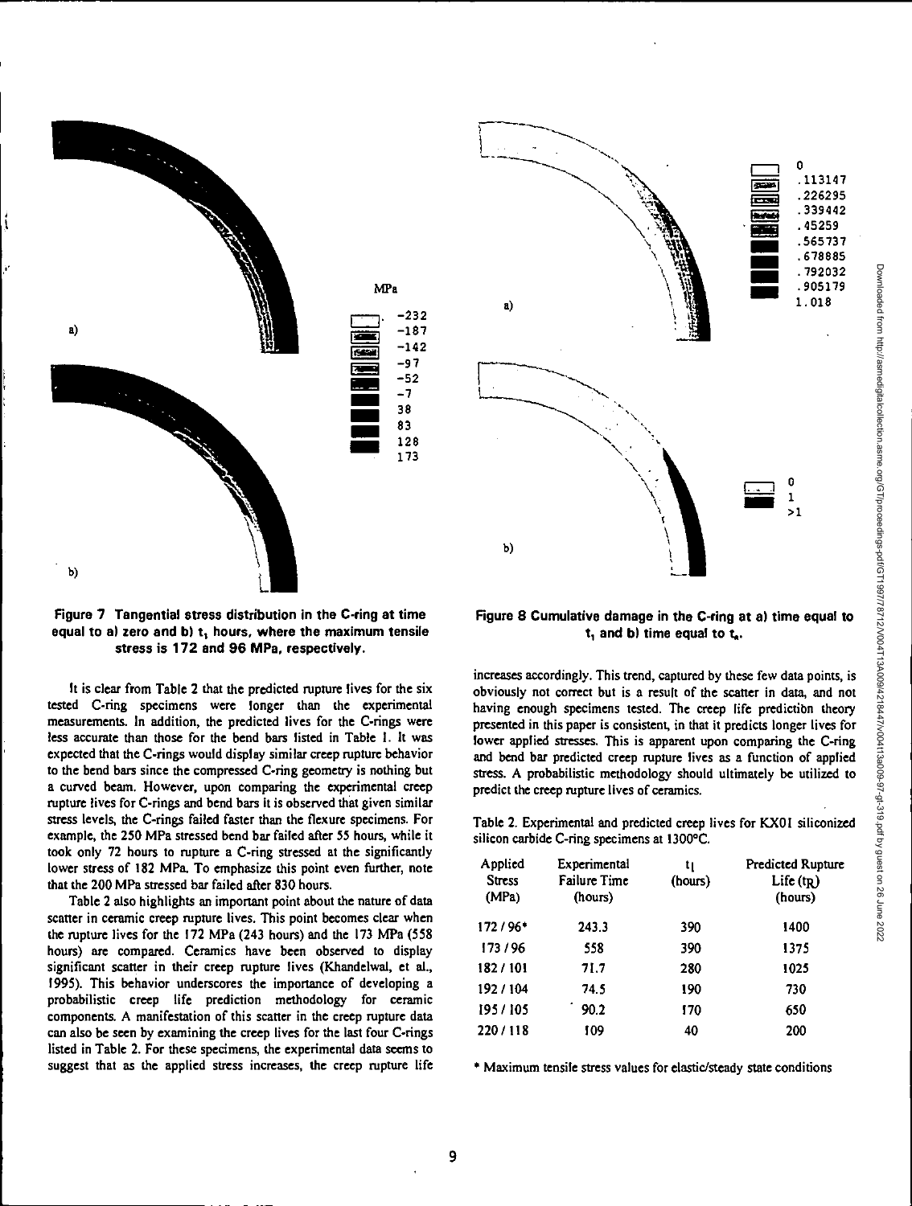Figure 7 Tangential stress distribution in the C-ring at time equal to a) zero and b) $t_1$ hours, where the maximum tensile stress is 172 and 96 MPa, respectively.

Figure 8 Cumulative damage in the C-ring at a) time equal to $t_1$ and b) time equal to $t_R$.

It is clear from Table 2 that the predicted rupture lives for the six tested C-ring specimens were longer than the experimental measurements. In addition, the predicted lives for the C-rings were less accurate than those for the bend bars listed in Table 1. It was expected that the C-rings would display similar creep rupture behavior to the bend bars since the compressed C-ring geometry is nothing but a curved beam. However, upon comparing the experimental creep rupture lives for C-rings and bend bars it is observed that given similar stress levels, the C-rings failed faster than the flexure specimens. For example, the 250 MPa stressed bend bar failed after 55 hours, while it took only 72 hours to rupture a C-ring stressed at the significantly lower stress of 182 MPa. To emphasize this point even further, note that the 200 MPa stressed bar failed after 830 hours.

Table 2 also highlights an important point about the nature of data scatter in ceramic creep rupture lives. This point becomes clear when the rupture lives for the 172 MPa (243 hours) and the 173 MPa (558 hours) are compared. Ceramics have been observed to display significant scatter in their creep rupture lives (Khandelwal, et al., 1995). This behavior underscores the importance of developing a probabilistic creep life prediction methodology for ceramic components. A manifestation of this scatter in the creep rupture data can also be seen by examining the creep lives for the last four C-rings listed in Table 2. For these specimens, the experimental data seems to suggest that as the applied stress increases, the creep rupture life increases accordingly. This trend, captured by these few data points, is obviously not correct but is a result of the scatter in data, and not having enough specimens tested. The creep life prediction theory presented in this paper is consistent, in that it predicts longer lives for lower applied stresses. This is apparent upon comparing the C-ring and bend bar predicted creep rupture lives as a function of applied stress. A probabilistic methodology should ultimately be utilized to predict the creep rupture lives of ceramics.

Table 2. Experimental and predicted creep lives for KX01 siliconized silicon carbide C-ring specimens at 1300°C.

| Applied Stress (MPa) | Experimental Failure Time (hours) | $t_1$ (hours) | Predicted Rupture Life ($t_R$) (hours) |
|---|---|---|---|
| 172 / 96* | 243.3 | 390 | 1400 |
| 173 / 96 | 558 | 390 | 1375 |
| 182 / 101 | 71.7 | 280 | 1025 |
| 192 / 104 | 74.5 | 190 | 730 |
| 195 / 105 | 90.2 | 170 | 650 |
| 220 / 118 | 109 | 40 | 200 |

* Maximum tensile stress values for elastic/steady state conditions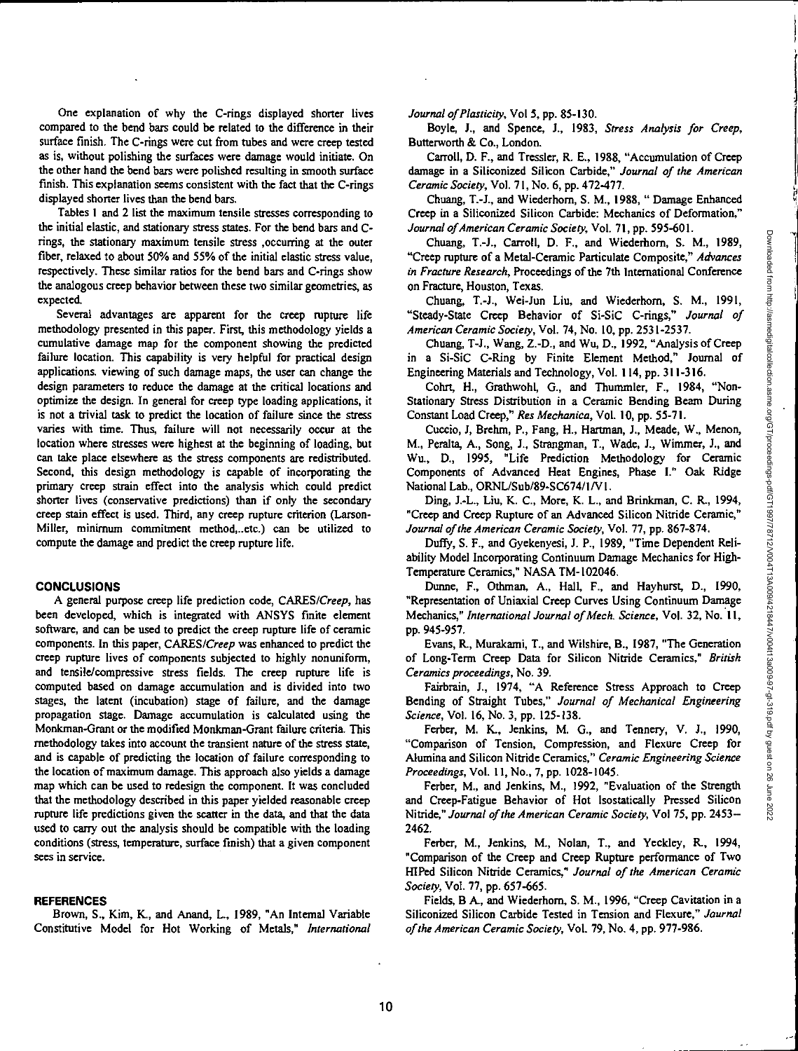One explanation of why the C-rings displayed shorter lives compared to the bend bars could be related to the difference in their surface finish. The C-rings were cut from tubes and were creep tested as is, without polishing the surfaces were damage would initiate. On the other hand the bend bars were polished resulting in smooth surface finish. This explanation seems consistent with the fact that the C-rings displayed shorter lives than the bend bars.

Tables 1 and 2 list the maximum tensile stresses corresponding to the initial elastic, and stationary stress states. For the bend bars and C-rings, the stationary maximum tensile stress ,occurring at the outer fiber, relaxed to about 50% and 55% of the initial elastic stress value, respectively. These similar ratios for the bend bars and C-rings show the analogous creep behavior between these two similar geometries, as expected.

Several advantages are apparent for the creep rupture life methodology presented in this paper. First, this methodology yields a cumulative damage map for the component showing the predicted failure location. This capability is very helpful for practical design applications. viewing of such damage maps, the user can change the design parameters to reduce the damage at the critical locations and optimize the design. In general for creep type loading applications, it is not a trivial task to predict the location of failure since the stress varies with time. Thus, failure will not necessarily occur at the location where stresses were highest at the beginning of loading, but can take place elsewhere as the stress components are redistributed. Second, this design methodology is capable of incorporating the primary creep strain effect into the analysis which could predict shorter lives (conservative predictions) than if only the secondary creep stain effect is used. Third, any creep rupture criterion (Larson-Miller, minimum commitment method,..etc.) can be utilized to compute the damage and predict the creep rupture life.

## CONCLUSIONS

A general purpose creep life prediction code, CARES/*Creep*, has been developed, which is integrated with ANSYS finite element software, and can be used to predict the creep rupture life of ceramic components. In this paper, CARES/*Creep* was enhanced to predict the creep rupture lives of components subjected to highly nonuniform, and tensile/compressive stress fields. The creep rupture life is computed based on damage accumulation and is divided into two stages, the latent (incubation) stage of failure, and the damage propagation stage. Damage accumulation is calculated using the Monkman-Grant or the modified Monkman-Grant failure criteria. This methodology takes into account the transient nature of the stress state, and is capable of predicting the location of failure corresponding to the location of maximum damage. This approach also yields a damage map which can be used to redesign the component. It was concluded that the methodology described in this paper yielded reasonable creep rupture life predictions given the scatter in the data, and that the data used to carry out the analysis should be compatible with the loading conditions (stress, temperature, surface finish) that a given component sees in service.

## REFERENCES

Brown, S., Kim, K., and Anand, L., 1989, "An Internal Variable Constitutive Model for Hot Working of Metals," *International Journal of Plasticity*, Vol 5, pp. 85-130.

Boyle, J., and Spence, J., 1983, *Stress Analysis for Creep*, Butterworth & Co., London.

Carroll, D. F., and Tressler, R. E., 1988, "Accumulation of Creep damage in a Siliconized Silicon Carbide," *Journal of the American Ceramic Society*, Vol. 71, No. 6, pp. 472-477.

Chuang, T.-J., and Wiederhorn, S. M., 1988, " Damage Enhanced Creep in a Siliconized Silicon Carbide: Mechanics of Deformation," *Journal of American Ceramic Society*, Vol. 71, pp. 595-601.

Chuang, T.-J., Carroll, D. F., and Wiederhorn, S. M., 1989, "Creep rupture of a Metal-Ceramic Particulate Composite," *Advances in Fracture Research*, Proceedings of the 7th International Conference on Fracture, Houston, Texas.

Chuang, T.-J., Wei-Jun Liu, and Wiederhorn, S. M., 1991, "Steady-State Creep Behavior of Si-SiC C-rings," *Journal of American Ceramic Society*, Vol. 74, No. 10, pp. 2531-2537.

Chuang, T-J., Wang, Z.-D., and Wu, D., 1992, "Analysis of Creep in a Si-SiC C-Ring by Finite Element Method," Journal of Engineering Materials and Technology, Vol. 114, pp. 311-316.

Cohrt, H., Grathwohl, G., and Thummler, F., 1984, "Non-Stationary Stress Distribution in a Ceramic Bending Beam During Constant Load Creep," *Res Mechanica*, Vol. 10, pp. 55-71.

Cuccio, J, Brehm, P., Fang, H., Hartman, J., Meade, W., Menon, M., Peralta, A., Song, J., Strangman, T., Wade, J., Wimmer, J., and Wu., D., 1995, "Life Prediction Methodology for Ceramic Components of Advanced Heat Engines, Phase I." Oak Ridge National Lab., ORNL/Sub/89-SC674/1/V1.

Ding, J.-L., Liu, K. C., More, K. L., and Brinkman, C. R., 1994, "Creep and Creep Rupture of an Advanced Silicon Nitride Ceramic," *Journal of the American Ceramic Society*, Vol. 77, pp. 867-874.

Duffy, S. F., and Gyekenyesi, J. P., 1989, "Time Dependent Reliability Model Incorporating Continuum Damage Mechanics for High-Temperature Ceramics," NASA TM-102046.

Dunne, F., Othman, A., Hall, F., and Hayhurst, D., 1990, "Representation of Uniaxial Creep Curves Using Continuum Damage Mechanics," *International Journal of Mech. Science*, Vol. 32, No. 11, pp. 945-957.

Evans, R., Murakami, T., and Wilshire, B., 1987, "The Generation of Long-Term Creep Data for Silicon Nitride Ceramics," *British Ceramics proceedings*, No. 39.

Fairbrain, J., 1974, "A Reference Stress Approach to Creep Bending of Straight Tubes," *Journal of Mechanical Engineering Science*, Vol. 16, No. 3, pp. 125-138.

Ferber, M. K., Jenkins, M. G., and Tennery, V. J., 1990, "Comparison of Tension, Compression, and Flexure Creep for Alumina and Silicon Nitride Ceramics," *Ceramic Engineering Science Proceedings*, Vol. 11, No., 7, pp. 1028-1045.

Ferber, M., and Jenkins, M., 1992, "Evaluation of the Strength and Creep-Fatigue Behavior of Hot Isostatically Pressed Silicon Nitride," *Journal of the American Ceramic Society*, Vol 75, pp. 2453–2462.

Ferber, M., Jenkins, M., Nolan, T., and Yeckley, R., 1994, "Comparison of the Creep and Creep Rupture performance of Two HIPed Silicon Nitride Ceramics," *Journal of the American Ceramic Society*, Vol. 77, pp. 657-665.

Fields, B A., and Wiederhorn, S. M., 1996, "Creep Cavitation in a Siliconized Silicon Carbide Tested in Tension and Flexure," *Journal of the American Ceramic Society*, Vol. 79, No. 4, pp. 977-986.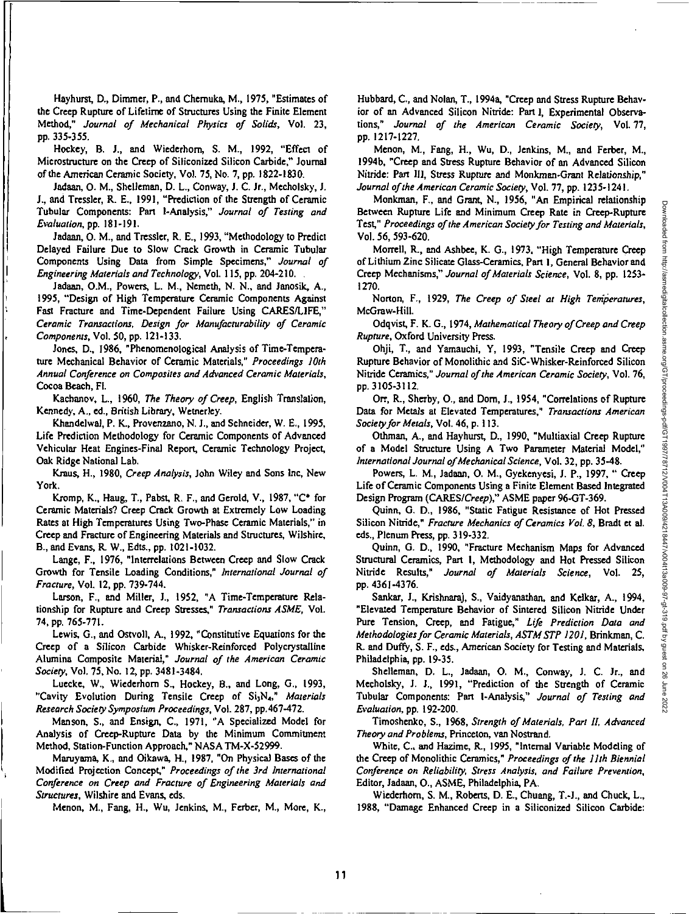Hayhurst, D., Dimmer, P., and Chernuka, M., 1975, "Estimates of the Creep Rupture of Lifetime of Structures Using the Finite Element Method," *Journal of Mechanical Physics of Solids*, Vol. 23, pp. 335-355.

Hockey, B. J., and Wiederhorn, S. M., 1992, "Effect of Microstructure on the Creep of Siliconized Silicon Carbide," Journal of the American Ceramic Society, Vol. 75, No. 7, pp. 1822-1830.

Jadaan, O. M., Shelleman, D. L., Conway, J. C. Jr., Mecholsky, J. J., and Tressler, R. E., 1991, "Prediction of the Strength of Ceramic Tubular Components: Part I-Analysis," *Journal of Testing and Evaluation*, pp. 181-191.

Jadaan, O. M., and Tressler, R. E., 1993, "Methodology to Predict Delayed Failure Due to Slow Crack Growth in Ceramic Tubular Components Using Data from Simple Specimens," *Journal of Engineering Materials and Technology*, Vol. 115, pp. 204-210.

Jadaan, O.M., Powers, L. M., Nemeth, N. N., and Janosik, A., 1995, "Design of High Temperature Ceramic Components Against Fast Fracture and Time-Dependent Failure Using CARES/LIFE," *Ceramic Transactions, Design for Manufacturability of Ceramic Components*, Vol. 50, pp. 121-133.

Jones, D., 1986, "Phenomenological Analysis of Time-Temperature Mechanical Behavior of Ceramic Materials," *Proceedings 10th Annual Conference on Composites and Advanced Ceramic Materials*, Cocoa Beach, Fl.

Kachanov, L., 1960, *The Theory of Creep*, English Translation, Kennedy, A., ed., British Library, Wetnerley.

Khandelwal, P. K., Provenzano, N. J., and Schneider, W. E., 1995, Life Prediction Methodology for Ceramic Components of Advanced Vehicular Heat Engines-Final Report, Ceramic Technology Project, Oak Ridge National Lab.

Kraus, H., 1980, *Creep Analysis*, John Wiley and Sons Inc, New York.

Kromp, K., Haug, T., Pabst, R. F., and Gerold, V., 1987, "C* for Ceramic Materials? Creep Crack Growth at Extremely Low Loading Rates at High Temperatures Using Two-Phase Ceramic Materials," in Creep and Fracture of Engineering Materials and Structures, Wilshire, B., and Evans, R. W., Edts., pp. 1021-1032.

Lange, F., 1976, "Interrelations Between Creep and Slow Crack Growth for Tensile Loading Conditions," *International Journal of Fracture*, Vol. 12, pp. 739-744.

Larson, F., and Miller, J., 1952, "A Time-Temperature Relationship for Rupture and Creep Stresses," *Transactions ASME*, Vol. 74, pp. 765-771.

Lewis, G., and Ostvoll, A., 1992, "Constitutive Equations for the Creep of a Silicon Carbide Whisker-Reinforced Polycrystalline Alumina Composite Material," *Journal of the American Ceramic Society*, Vol. 75, No. 12, pp. 3481-3484.

Luecke, W., Wiederhorn S., Hockey, B., and Long, G., 1993, "Cavity Evolution During Tensile Creep of $Si_3N_4$," *Materials Research Society Symposium Proceedings*, Vol. 287, pp.467-472.

Manson, S., and Ensign, C., 1971, "A Specialized Model for Analysis of Creep-Rupture Data by the Minimum Commitment Method, Station-Function Approach," NASA TM-X-52999.

Maruyama, K., and Oikawa, H., 1987, "On Physical Bases of the Modified Projection Concept," *Proceedings of the 3rd International Conference on Creep and Fracture of Engineering Materials and Structures*, Wilshire and Evans, eds.

Menon, M., Fang, H., Wu, Jenkins, M., Ferber, M., More, K., Hubbard, C., and Nolan, T., 1994a, "Creep and Stress Rupture Behavior of an Advanced Silicon Nitride: Part I, Experimental Observations," *Journal of the American Ceramic Society*, Vol. 77, pp. 1217-1227.

Menon, M., Fang, H., Wu, D., Jenkins, M., and Ferber, M., 1994b, "Creep and Stress Rupture Behavior of an Advanced Silicon Nitride: Part III, Stress Rupture and Monkman-Grant Relationship," *Journal of the American Ceramic Society*, Vol. 77, pp. 1235-1241.

Monkman, F., and Grant, N., 1956, "An Empirical relationship Between Rupture Life and Minimum Creep Rate in Creep-Rupture Test," *Proceedings of the American Society for Testing and Materials*, Vol. 56, 593-620.

Morrell, R., and Ashbee, K. G., 1973, "High Temperature Creep of Lithium Zinc Silicate Glass-Ceramics, Part 1, General Behavior and Creep Mechanisms," *Journal of Materials Science*, Vol. 8, pp. 1253-1270.

Norton, F., 1929, *The Creep of Steel at High Temperatures*, McGraw-Hill.

Odqvist, F. K. G., 1974, *Mathematical Theory of Creep and Creep Rupture*, Oxford University Press.

Ohji, T., and Yamauchi, Y, 1993, "Tensile Creep and Creep Rupture Behavior of Monolithic and SiC-Whisker-Reinforced Silicon Nitride Ceramics," *Journal of the American Ceramic Society*, Vol. 76, pp. 3105-3112.

Orr, R., Sherby, O., and Dorn, J., 1954, "Correlations of Rupture Data for Metals at Elevated Temperatures," *Transactions American Society for Metals*, Vol. 46, p. 113.

Othman, A., and Hayhurst, D., 1990, "Multiaxial Creep Rupture of a Model Structure Using A Two Parameter Material Model," *International Journal of Mechanical Science*, Vol. 32, pp. 35-48.

Powers, L. M., Jadaan, O. M., Gyekenyesi, J. P., 1997, " Creep Life of Ceramic Components Using a Finite Element Based Integrated Design Program (CARES/*Creep*)," ASME paper 96-GT-369.

Quinn, G. D., 1986, "Static Fatigue Resistance of Hot Pressed Silicon Nitride," *Fracture Mechanics of Ceramics Vol. 8*, Bradt et al. eds., Plenum Press, pp. 319-332.

Quinn, G. D., 1990, "Fracture Mechanism Maps for Advanced Structural Ceramics, Part 1, Methodology and Hot Pressed Silicon Nitride Results," *Journal of Materials Science*, Vol. 25, pp. 4361-4376.

Sankar, J., Krishnaraj, S., Vaidyanathan, and Kelkar, A., 1994, "Elevated Temperature Behavior of Sintered Silicon Nitride Under Pure Tension, Creep, and Fatigue," *Life Prediction Data and Methodologies for Ceramic Materials, ASTM STP 1201*, Brinkman, C. R. and Duffy, S. F., eds., American Society for Testing and Materials, Philadelphia, pp. 19-35.

Shelleman, D. L., Jadaan, O. M., Conway, J. C. Jr., and Mecholsky, J. J., 1991, "Prediction of the Strength of Ceramic Tubular Components: Part I-Analysis," *Journal of Testing and Evaluation*, pp. 192-200.

Timoshenko, S., 1968, *Strength of Materials, Part II, Advanced Theory and Problems*, Princeton, van Nostrand.

White, C., and Hazime, R., 1995, "Internal Variable Modeling of the Creep of Monolithic Ceramics," *Proceedings of the 11th Biennial Conference on Reliability, Stress Analysis, and Failure Prevention*, Editor, Jadaan, O., ASME, Philadelphia, PA.

Wiederhorn, S. M., Roberts, D. E., Chuang, T.-J., and Chuck, L., 1988, "Damage Enhanced Creep in a Siliconized Silicon Carbide: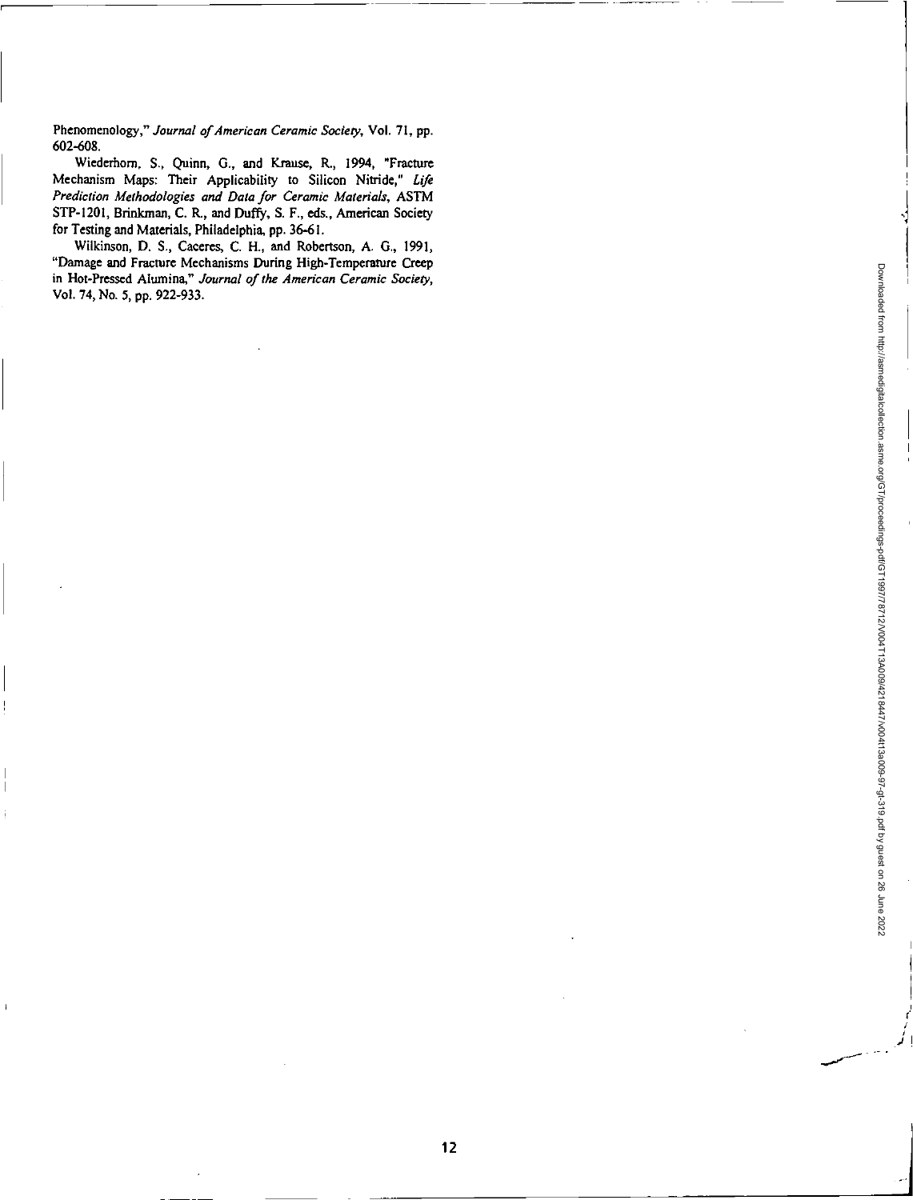Phenomenology," *Journal of American Ceramic Society*, Vol. 71, pp. 602-608.

Wiederhorn, S., Quinn, G., and Krause, R., 1994, "Fracture Mechanism Maps: Their Applicability to Silicon Nitride," *Life Prediction Methodologies and Data for Ceramic Materials*, ASTM STP-1201, Brinkman, C. R., and Duffy, S. F., eds., American Society for Testing and Materials, Philadelphia, pp. 36-61.

Wilkinson, D. S., Caceres, C. H., and Robertson, A. G., 1991, "Damage and Fracture Mechanisms During High-Temperature Creep in Hot-Pressed Alumina," *Journal of the American Ceramic Society*, Vol. 74, No. 5, pp. 922-933.